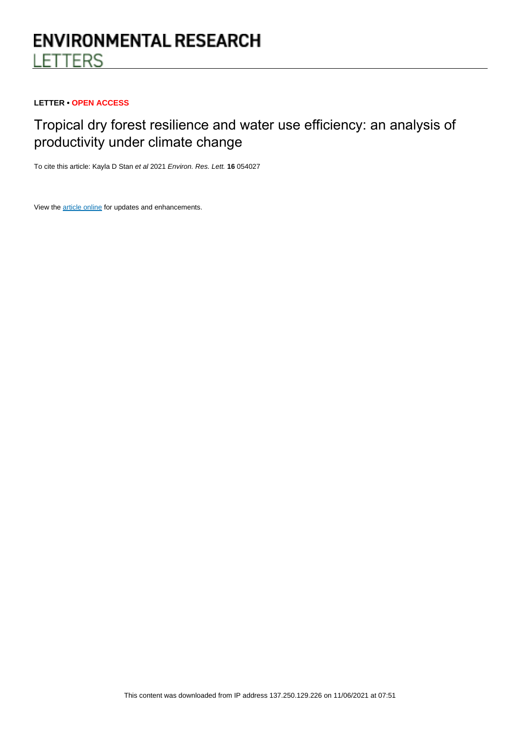# ENVIRONMENTAL RESEARCH LETTERS

**LETTER • OPEN ACCESS**

## Tropical dry forest resilience and water use efficiency: an analysis of productivity under climate change

To cite this article: Kayla D Stan *et al* 2021 *Environ. Res. Lett.* **16** 054027

View the article online for updates and enhancements.

This content was downloaded from IP address 137.250.129.226 on 11/06/2021 at 07:51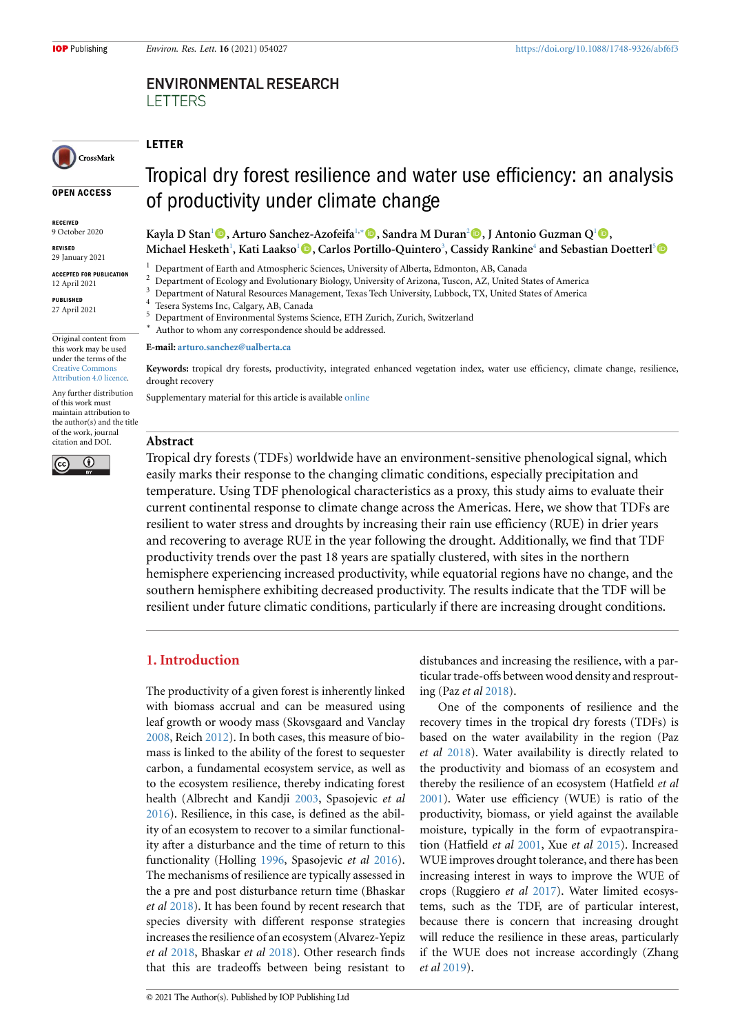ENVIRONMENTAL RESEARCH LETTERS

LETTER

# Tropical dry forest resilience and water use efficiency: an analysis of productivity under climate change

OPEN ACCESS

RECEIVED
9 October 2020

REVISED
29 January 2021

ACCEPTED FOR PUBLICATION
12 April 2021

PUBLISHED
27 April 2021

Original content from this work may be used under the terms of the Creative Commons Attribution 4.0 licence.

Any further distribution of this work must maintain attribution to the author(s) and the title of the work, journal citation and DOI.

**Kayla D Stan**[1], **Arturo Sanchez-Azofeifa**[1,*], **Sandra M Duran**[2], **J Antonio Guzman Q**[1], **Michael Hesketh**[1], **Kati Laakso**[1], **Carlos Portillo-Quintero**[3], **Cassidy Rankine**[4] and **Sebastian Doetterl**[5]

[1] Department of Earth and Atmospheric Sciences, University of Alberta, Edmonton, AB, Canada
[2] Department of Ecology and Evolutionary Biology, University of Arizona, Tuscon, AZ, United States of America
[3] Department of Natural Resources Management, Texas Tech University, Lubbock, TX, United States of America
[4] Tesera Systems Inc, Calgary, AB, Canada
[5] Department of Environmental Systems Science, ETH Zurich, Zurich, Switzerland
[*] Author to whom any correspondence should be addressed.

**E-mail:** arturo.sanchez@ualberta.ca

**Keywords:** tropical dry forests, productivity, integrated enhanced vegetation index, water use efficiency, climate change, resilience, drought recovery

Supplementary material for this article is available online

## Abstract

Tropical dry forests (TDFs) worldwide have an environment-sensitive phenological signal, which easily marks their response to the changing climatic conditions, especially precipitation and temperature. Using TDF phenological characteristics as a proxy, this study aims to evaluate their current continental response to climate change across the Americas. Here, we show that TDFs are resilient to water stress and droughts by increasing their rain use efficiency (RUE) in drier years and recovering to average RUE in the year following the drought. Additionally, we find that TDF productivity trends over the past 18 years are spatially clustered, with sites in the northern hemisphere experiencing increased productivity, while equatorial regions have no change, and the southern hemisphere exhibiting decreased productivity. The results indicate that the TDF will be resilient under future climatic conditions, particularly if there are increasing drought conditions.

## 1. Introduction

The productivity of a given forest is inherently linked with biomass accrual and can be measured using leaf growth or woody mass (Skovsgaard and Vanclay 2008, Reich 2012). In both cases, this measure of biomass is linked to the ability of the forest to sequester carbon, a fundamental ecosystem service, as well as to the ecosystem resilience, thereby indicating forest health (Albrecht and Kandji 2003, Spasojevic *et al* 2016). Resilience, in this case, is defined as the ability of an ecosystem to recover to a similar functionality after a disturbance and the time of return to this functionality (Holling 1996, Spasojevic *et al* 2016). The mechanisms of resilience are typically assessed in the a pre and post disturbance return time (Bhaskar *et al* 2018). It has been found by recent research that species diversity with different response strategies increases the resilience of an ecosystem (Alvarez-Yepiz *et al* 2018, Bhaskar *et al* 2018). Other research finds that this are tradeoffs between being resistant to distubances and increasing the resilience, with a particular trade-offs between wood density and resprouting (Paz *et al* 2018).

One of the components of resilience and the recovery times in the tropical dry forests (TDFs) is based on the water availability in the region (Paz *et al* 2018). Water availability is directly related to the productivity and biomass of an ecosystem and thereby the resilience of an ecosystem (Hatfield *et al* 2001). Water use efficiency (WUE) is ratio of the productivity, biomass, or yield against the available moisture, typically in the form of evpaotranspiration (Hatfield *et al* 2001, Xue *et al* 2015). Increased WUE improves drought tolerance, and there has been increasing interest in ways to improve the WUE of crops (Ruggiero *et al* 2017). Water limited ecosystems, such as the TDF, are of particular interest, because there is concern that increasing drought will reduce the resilience in these areas, particularly if the WUE does not increase accordingly (Zhang *et al* 2019).

© 2021 The Author(s). Published by IOP Publishing Ltd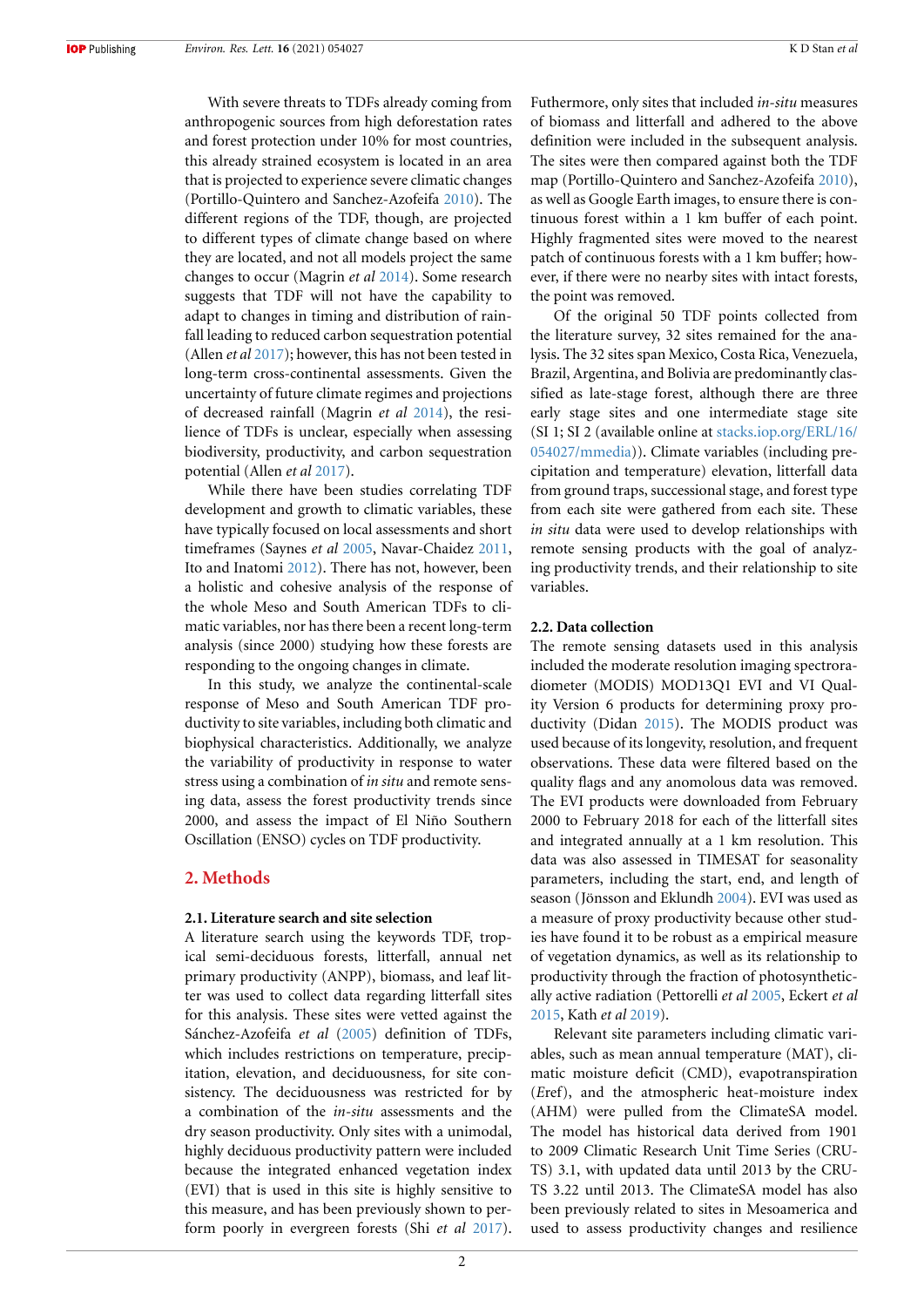With severe threats to TDFs already coming from anthropogenic sources from high deforestation rates and forest protection under 10% for most countries, this already strained ecosystem is located in an area that is projected to experience severe climatic changes (Portillo-Quintero and Sanchez-Azofeifa 2010). The different regions of the TDF, though, are projected to different types of climate change based on where they are located, and not all models project the same changes to occur (Magrin *et al* 2014). Some research suggests that TDF will not have the capability to adapt to changes in timing and distribution of rainfall leading to reduced carbon sequestration potential (Allen *et al* 2017); however, this has not been tested in long-term cross-continental assessments. Given the uncertainty of future climate regimes and projections of decreased rainfall (Magrin *et al* 2014), the resilience of TDFs is unclear, especially when assessing biodiversity, productivity, and carbon sequestration potential (Allen *et al* 2017).

While there have been studies correlating TDF development and growth to climatic variables, these have typically focused on local assessments and short timeframes (Saynes *et al* 2005, Navar-Chaidez 2011, Ito and Inatomi 2012). There has not, however, been a holistic and cohesive analysis of the response of the whole Meso and South American TDFs to climatic variables, nor has there been a recent long-term analysis (since 2000) studying how these forests are responding to the ongoing changes in climate.

In this study, we analyze the continental-scale response of Meso and South American TDF productivity to site variables, including both climatic and biophysical characteristics. Additionally, we analyze the variability of productivity in response to water stress using a combination of *in situ* and remote sensing data, assess the forest productivity trends since 2000, and assess the impact of El Niño Southern Oscillation (ENSO) cycles on TDF productivity.

## 2. Methods

### 2.1. Literature search and site selection

A literature search using the keywords TDF, tropical semi-deciduous forests, litterfall, annual net primary productivity (ANPP), biomass, and leaf litter was used to collect data regarding litterfall sites for this analysis. These sites were vetted against the Sánchez-Azofeifa *et al* (2005) definition of TDFs, which includes restrictions on temperature, precipitation, elevation, and deciduousness, for site consistency. The deciduousness was restricted for by a combination of the *in-situ* assessments and the dry season productivity. Only sites with a unimodal, highly deciduous productivity pattern were included because the integrated enhanced vegetation index (EVI) that is used in this site is highly sensitive to this measure, and has been previously shown to perform poorly in evergreen forests (Shi *et al* 2017). Futhermore, only sites that included *in-situ* measures of biomass and litterfall and adhered to the above definition were included in the subsequent analysis. The sites were then compared against both the TDF map (Portillo-Quintero and Sanchez-Azofeifa 2010), as well as Google Earth images, to ensure there is continuous forest within a 1 km buffer of each point. Highly fragmented sites were moved to the nearest patch of continuous forests with a 1 km buffer; however, if there were no nearby sites with intact forests, the point was removed.

Of the original 50 TDF points collected from the literature survey, 32 sites remained for the analysis. The 32 sites span Mexico, Costa Rica, Venezuela, Brazil, Argentina, and Bolivia are predominantly classified as late-stage forest, although there are three early stage sites and one intermediate stage site (SI 1; SI 2 (available online at stacks.iop.org/ERL/16/054027/mmedia)). Climate variables (including precipitation and temperature) elevation, litterfall data from ground traps, successional stage, and forest type from each site were gathered from each site. These *in situ* data were used to develop relationships with remote sensing products with the goal of analyzing productivity trends, and their relationship to site variables.

### 2.2. Data collection

The remote sensing datasets used in this analysis included the moderate resolution imaging spectroradiometer (MODIS) MOD13Q1 EVI and VI Quality Version 6 products for determining proxy productivity (Didan 2015). The MODIS product was used because of its longevity, resolution, and frequent observations. These data were filtered based on the quality flags and any anomolous data was removed. The EVI products were downloaded from February 2000 to February 2018 for each of the litterfall sites and integrated annually at a 1 km resolution. This data was also assessed in TIMESAT for seasonality parameters, including the start, end, and length of season (Jönsson and Eklundh 2004). EVI was used as a measure of proxy productivity because other studies have found it to be robust as a empirical measure of vegetation dynamics, as well as its relationship to productivity through the fraction of photosynthetically active radiation (Pettorelli *et al* 2005, Eckert *et al* 2015, Kath *et al* 2019).

Relevant site parameters including climatic variables, such as mean annual temperature (MAT), climatic moisture deficit (CMD), evapotranspiration (*E*ref), and the atmospheric heat-moisture index (AHM) were pulled from the ClimateSA model. The model has historical data derived from 1901 to 2009 Climatic Research Unit Time Series (CRU-TS) 3.1, with updated data until 2013 by the CRU-TS 3.22 until 2013. The ClimateSA model has also been previously related to sites in Mesoamerica and used to assess productivity changes and resilience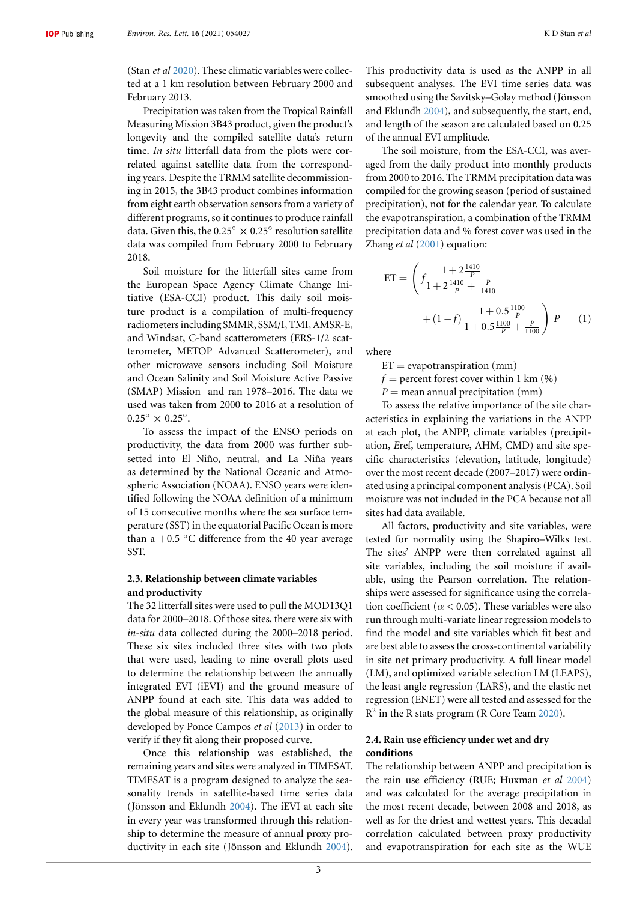(Stan *et al* 2020). These climatic variables were collected at a 1 km resolution between February 2000 and February 2013.

Precipitation was taken from the Tropical Rainfall Measuring Mission 3B43 product, given the product's longevity and the compiled satellite data's return time. *In situ* litterfall data from the plots were correlated against satellite data from the corresponding years. Despite the TRMM satellite decommissioning in 2015, the 3B43 product combines information from eight earth observation sensors from a variety of different programs, so it continues to produce rainfall data. Given this, the $0.25^\circ \times 0.25^\circ$ resolution satellite data was compiled from February 2000 to February 2018.

Soil moisture for the litterfall sites came from the European Space Agency Climate Change Initiative (ESA-CCI) product. This daily soil moisture product is a compilation of multi-frequency radiometers including SMMR, SSM/I, TMI, AMSR-E, and Windsat, C-band scatterometers (ERS-1/2 scatterometer, METOP Advanced Scatterometer), and other microwave sensors including Soil Moisture and Ocean Salinity and Soil Moisture Active Passive (SMAP) Mission and ran 1978–2016. The data we used was taken from 2000 to 2016 at a resolution of $0.25^\circ \times 0.25^\circ$.

To assess the impact of the ENSO periods on productivity, the data from 2000 was further subsetted into El Niño, neutral, and La Niña years as determined by the National Oceanic and Atmospheric Association (NOAA). ENSO years were identified following the NOAA definition of a minimum of 15 consecutive months where the sea surface temperature (SST) in the equatorial Pacific Ocean is more than a $+0.5$ °C difference from the 40 year average SST.

### 2.3. Relationship between climate variables and productivity

The 32 litterfall sites were used to pull the MOD13Q1 data for 2000–2018. Of those sites, there were six with *in-situ* data collected during the 2000–2018 period. These six sites included three sites with two plots that were used, leading to nine overall plots used to determine the relationship between the annually integrated EVI (iEVI) and the ground measure of ANPP found at each site. This data was added to the global measure of this relationship, as originally developed by Ponce Campos *et al* (2013) in order to verify if they fit along their proposed curve.

Once this relationship was established, the remaining years and sites were analyzed in TIMESAT. TIMESAT is a program designed to analyze the seasonality trends in satellite-based time series data (Jönsson and Eklundh 2004). The iEVI at each site in every year was transformed through this relationship to determine the measure of annual proxy productivity in each site (Jönsson and Eklundh 2004). This productivity data is used as the ANPP in all subsequent analyses. The EVI time series data was smoothed using the Savitsky–Golay method (Jönsson and Eklundh 2004), and subsequently, the start, end, and length of the season are calculated based on 0.25 of the annual EVI amplitude.

The soil moisture, from the ESA-CCI, was averaged from the daily product into monthly products from 2000 to 2016. The TRMM precipitation data was compiled for the growing season (period of sustained precipitation), not for the calendar year. To calculate the evapotranspiration, a combination of the TRMM precipitation data and % forest cover was used in the Zhang *et al* (2001) equation:

$$\mathrm{ET} = \left( f \frac{1 + 2\frac{1410}{P}}{1 + 2\frac{1410}{P} + \frac{P}{1410}} + (1 - f)\frac{1 + 0.5\frac{1100}{P}}{1 + 0.5\frac{1100}{P} + \frac{P}{1100}} \right) P \qquad (1)$$

where

ET = evapotranspiration (mm)
$f$ = percent forest cover within 1 km (%)
$P$ = mean annual precipitation (mm)

To assess the relative importance of the site characteristics in explaining the variations in the ANPP at each plot, the ANPP, climate variables (precipitation, *E*ref, temperature, AHM, CMD) and site specific characteristics (elevation, latitude, longitude) over the most recent decade (2007–2017) were ordinated using a principal component analysis (PCA). Soil moisture was not included in the PCA because not all sites had data available.

All factors, productivity and site variables, were tested for normality using the Shapiro–Wilks test. The sites' ANPP were then correlated against all site variables, including the soil moisture if available, using the Pearson correlation. The relationships were assessed for significance using the correlation coefficient ($\alpha < 0.05$). These variables were also run through multi-variate linear regression models to find the model and site variables which fit best and are best able to assess the cross-continental variability in site net primary productivity. A full linear model (LM), optimized variable selection LM (LEAPS), the least angle regression (LARS), and the elastic net regression (ENET) were all tested and assessed for the $R^2$ in the R stats program (R Core Team 2020).

### 2.4. Rain use efficiency under wet and dry conditions

The relationship between ANPP and precipitation is the rain use efficiency (RUE; Huxman *et al* 2004) and was calculated for the average precipitation in the most recent decade, between 2008 and 2018, as well as for the driest and wettest years. This decadal correlation calculated between proxy productivity and evapotranspiration for each site as the WUE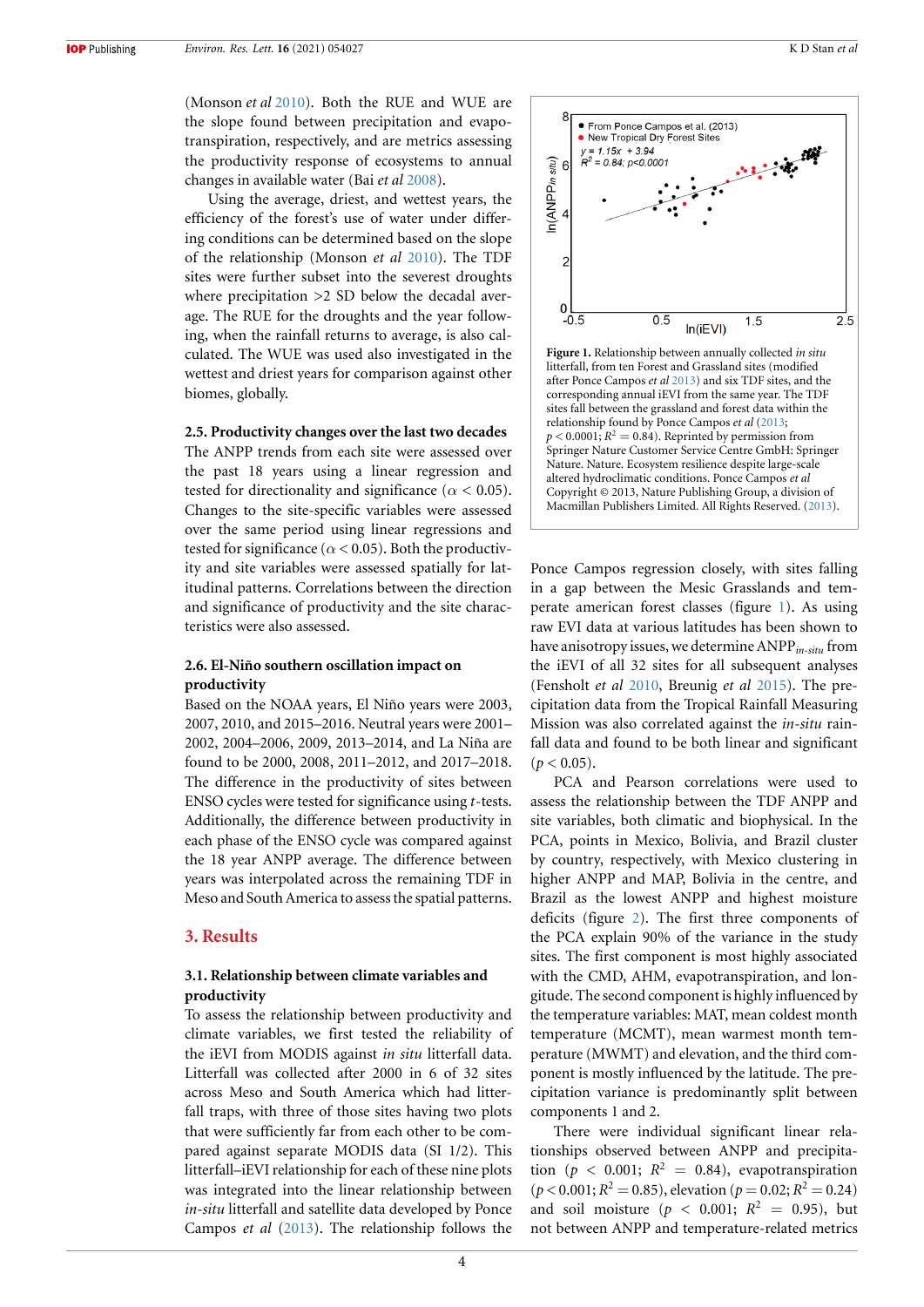(Monson *et al* 2010). Both the RUE and WUE are the slope found between precipitation and evapotranspiration, respectively, and are metrics assessing the productivity response of ecosystems to annual changes in available water (Bai *et al* 2008).

Using the average, driest, and wettest years, the efficiency of the forest's use of water under differing conditions can be determined based on the slope of the relationship (Monson *et al* 2010). The TDF sites were further subset into the severest droughts where precipitation >2 SD below the decadal average. The RUE for the droughts and the year following, when the rainfall returns to average, is also calculated. The WUE was used also investigated in the wettest and driest years for comparison against other biomes, globally.

### 2.5. Productivity changes over the last two decades

The ANPP trends from each site were assessed over the past 18 years using a linear regression and tested for directionality and significance ($\alpha < 0.05$). Changes to the site-specific variables were assessed over the same period using linear regressions and tested for significance ($\alpha < 0.05$). Both the productivity and site variables were assessed spatially for latitudinal patterns. Correlations between the direction and significance of productivity and the site characteristics were also assessed.

### 2.6. El-Niño southern oscillation impact on productivity

Based on the NOAA years, El Niño years were 2003, 2007, 2010, and 2015–2016. Neutral years were 2001–2002, 2004–2006, 2009, 2013–2014, and La Niña are found to be 2000, 2008, 2011–2012, and 2017–2018. The difference in the productivity of sites between ENSO cycles were tested for significance using *t*-tests. Additionally, the difference between productivity in each phase of the ENSO cycle was compared against the 18 year ANPP average. The difference between years was interpolated across the remaining TDF in Meso and South America to assess the spatial patterns.

## 3. Results

### 3.1. Relationship between climate variables and productivity

To assess the relationship between productivity and climate variables, we first tested the reliability of the iEVI from MODIS against *in situ* litterfall data. Litterfall was collected after 2000 in 6 of 32 sites across Meso and South America which had litterfall traps, with three of those sites having two plots that were sufficiently far from each other to be compared against separate MODIS data (SI 1/2). This litterfall–iEVI relationship for each of these nine plots was integrated into the linear relationship between *in-situ* litterfall and satellite data developed by Ponce Campos *et al* (2013). The relationship follows the Ponce Campos regression closely, with sites falling in a gap between the Mesic Grasslands and temperate american forest classes (figure 1). As using raw EVI data at various latitudes has been shown to have anisotropy issues, we determine $\text{ANPP}_{in\text{-}situ}$ from the iEVI of all 32 sites for all subsequent analyses (Fensholt *et al* 2010, Breunig *et al* 2015). The precipitation data from the Tropical Rainfall Measuring Mission was also correlated against the *in-situ* rainfall data and found to be both linear and significant ($p < 0.05$).

**Figure 1.** Relationship between annually collected *in situ* litterfall, from ten Forest and Grassland sites (modified after Ponce Campos *et al* 2013) and six TDF sites, and the corresponding annual iEVI from the same year. The TDF sites fall between the grassland and forest data within the relationship found by Ponce Campos *et al* (2013; $p < 0.0001$; $R^2 = 0.84$). Reprinted by permission from Springer Nature Customer Service Centre GmbH: Springer Nature. Nature. Ecosystem resilience despite large-scale altered hydroclimatic conditions. Ponce Campos *et al* Copyright © 2013, Nature Publishing Group, a division of Macmillan Publishers Limited. All Rights Reserved. (2013).

PCA and Pearson correlations were used to assess the relationship between the TDF ANPP and site variables, both climatic and biophysical. In the PCA, points in Mexico, Bolivia, and Brazil cluster by country, respectively, with Mexico clustering in higher ANPP and MAP, Bolivia in the centre, and Brazil as the lowest ANPP and highest moisture deficits (figure 2). The first three components of the PCA explain 90% of the variance in the study sites. The first component is most highly associated with the CMD, AHM, evapotranspiration, and longitude. The second component is highly influenced by the temperature variables: MAT, mean coldest month temperature (MCMT), mean warmest month temperature (MWMT) and elevation, and the third component is mostly influenced by the latitude. The precipitation variance is predominantly split between components 1 and 2.

There were individual significant linear relationships observed between ANPP and precipitation ($p < 0.001$; $R^2 = 0.84$), evapotranspiration ($p < 0.001$; $R^2 = 0.85$), elevation ($p = 0.02$; $R^2 = 0.24$) and soil moisture ($p < 0.001$; $R^2 = 0.95$), but not between ANPP and temperature-related metrics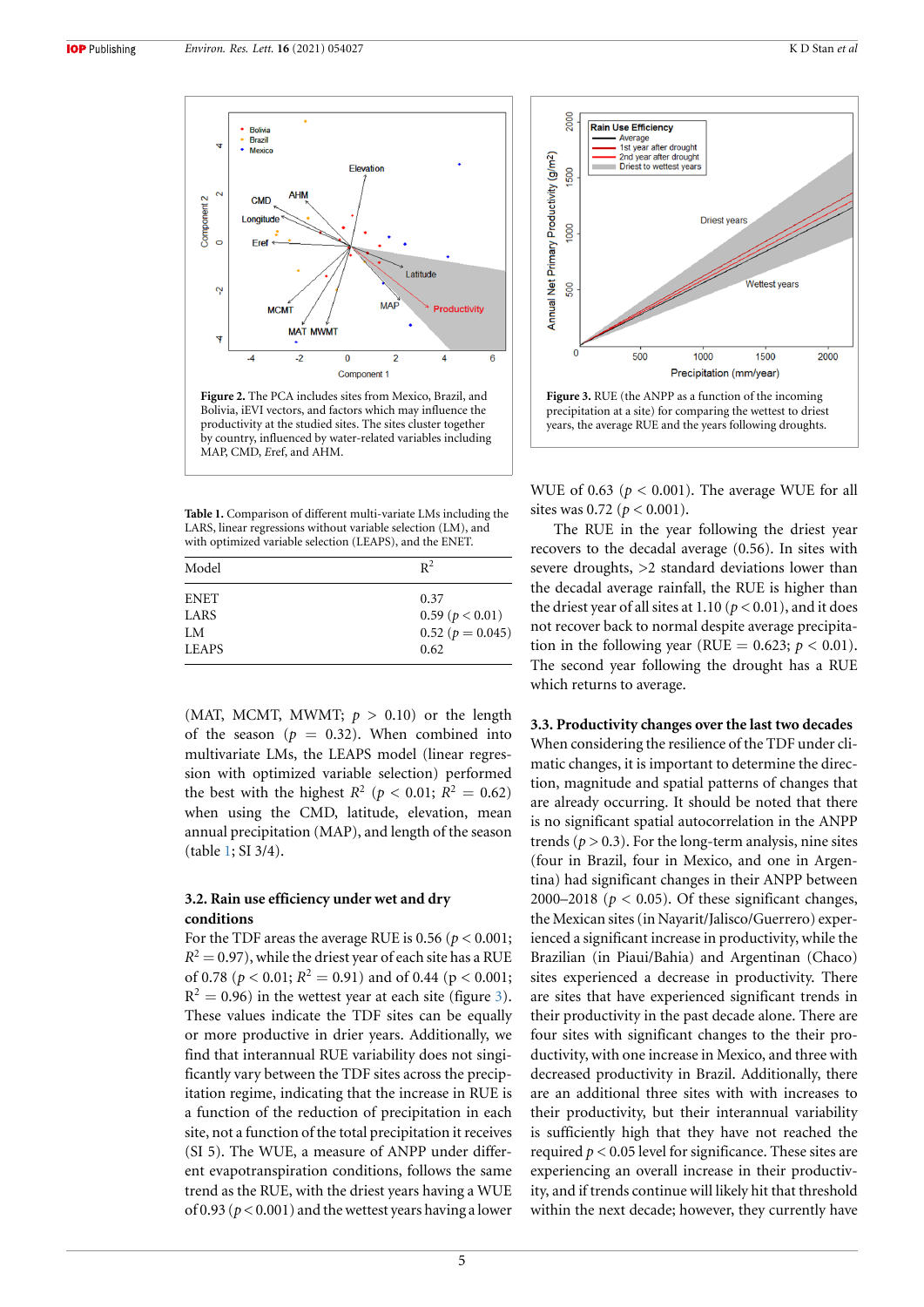Figure 2. The PCA includes sites from Mexico, Brazil, and Bolivia, iEVI vectors, and factors which may influence the productivity at the studied sites. The sites cluster together by country, influenced by water-related variables including MAP, CMD, Eref, and AHM.

Figure 3. RUE (the ANPP as a function of the incoming precipitation at a site) for comparing the wettest to driest years, the average RUE and the years following droughts.

Table 1. Comparison of different multi-variate LMs including the LARS, linear regressions without variable selection (LM), and with optimized variable selection (LEAPS), and the ENET.

| Model | $R^2$ |
|---|---|
| ENET | 0.37 |
| LARS | 0.59 ($p < 0.01$) |
| LM | 0.52 ($p = 0.045$) |
| LEAPS | 0.62 |

(MAT, MCMT, MWMT; $p > 0.10$) or the length of the season ($p = 0.32$). When combined into multivariate LMs, the LEAPS model (linear regression with optimized variable selection) performed the best with the highest $R^2$ ($p < 0.01$; $R^2 = 0.62$) when using the CMD, latitude, elevation, mean annual precipitation (MAP), and length of the season (table 1; SI 3/4).

### 3.2. Rain use efficiency under wet and dry conditions

For the TDF areas the average RUE is 0.56 ($p < 0.001$; $R^2 = 0.97$), while the driest year of each site has a RUE of 0.78 ($p < 0.01$; $R^2 = 0.91$) and of 0.44 ($p < 0.001$; $R^2 = 0.96$) in the wettest year at each site (figure 3). These values indicate the TDF sites can be equally or more productive in drier years. Additionally, we find that interannual RUE variability does not significantly vary between the TDF sites across the precipitation regime, indicating that the increase in RUE is a function of the reduction of precipitation in each site, not a function of the total precipitation it receives (SI 5). The WUE, a measure of ANPP under different evapotranspiration conditions, follows the same trend as the RUE, with the driest years having a WUE of 0.93 ($p < 0.001$) and the wettest years having a lower WUE of 0.63 ($p < 0.001$). The average WUE for all sites was 0.72 ($p < 0.001$).

The RUE in the year following the driest year recovers to the decadal average (0.56). In sites with severe droughts, >2 standard deviations lower than the decadal average rainfall, the RUE is higher than the driest year of all sites at 1.10 ($p < 0.01$), and it does not recover back to normal despite average precipitation in the following year (RUE $= 0.623$; $p < 0.01$). The second year following the drought has a RUE which returns to average.

### 3.3. Productivity changes over the last two decades

When considering the resilience of the TDF under climatic changes, it is important to determine the direction, magnitude and spatial patterns of changes that are already occurring. It should be noted that there is no significant spatial autocorrelation in the ANPP trends ($p > 0.3$). For the long-term analysis, nine sites (four in Brazil, four in Mexico, and one in Argentina) had significant changes in their ANPP between 2000–2018 ($p < 0.05$). Of these significant changes, the Mexican sites (in Nayarit/Jalisco/Guerrero) experienced a significant increase in productivity, while the Brazilian (in Piaui/Bahia) and Argentinan (Chaco) sites experienced a decrease in productivity. There are sites that have experienced significant trends in their productivity in the past decade alone. There are four sites with significant changes to the their productivity, with one increase in Mexico, and three with decreased productivity in Brazil. Additionally, there are an additional three sites with with increases to their productivity, but their interannual variability is sufficiently high that they have not reached the required $p < 0.05$ level for significance. These sites are experiencing an overall increase in their productivity, and if trends continue will likely hit that threshold within the next decade; however, they currently have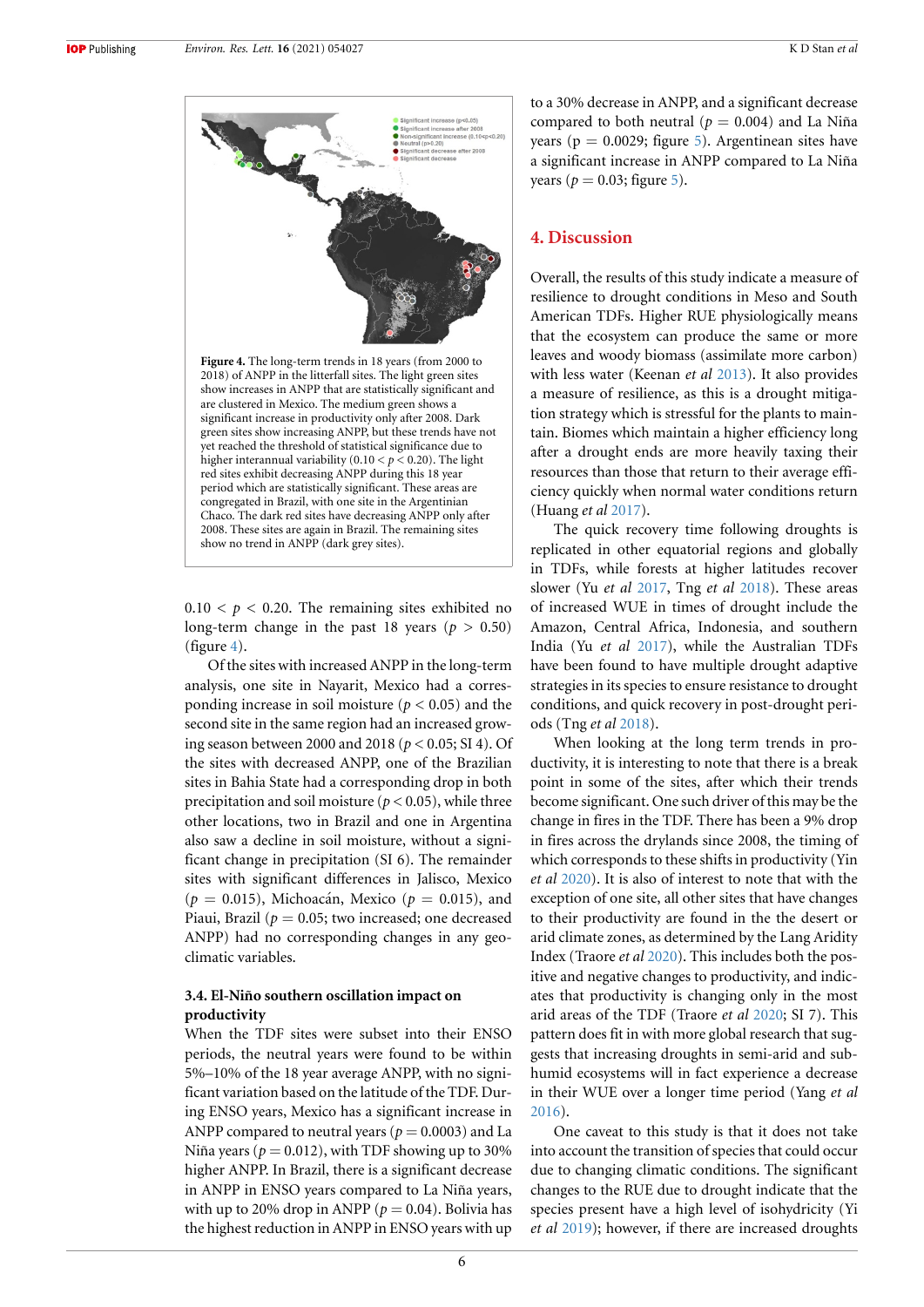**Figure 4.** The long-term trends in 18 years (from 2000 to 2018) of ANPP in the litterfall sites. The light green sites show increases in ANPP that are statistically significant and are clustered in Mexico. The medium green shows a significant increase in productivity only after 2008. Dark green sites show increasing ANPP, but these trends have not yet reached the threshold of statistical significance due to higher interannual variability ($0.10 < p < 0.20$). The light red sites exhibit decreasing ANPP during this 18 year period which are statistically significant. These areas are congregated in Brazil, with one site in the Argentinian Chaco. The dark red sites have decreasing ANPP only after 2008. These sites are again in Brazil. The remaining sites show no trend in ANPP (dark grey sites).

$0.10 < p < 0.20$. The remaining sites exhibited no long-term change in the past 18 years ($p > 0.50$) (figure 4).

Of the sites with increased ANPP in the long-term analysis, one site in Nayarit, Mexico had a corresponding increase in soil moisture ($p < 0.05$) and the second site in the same region had an increased growing season between 2000 and 2018 ($p < 0.05$; SI 4). Of the sites with decreased ANPP, one of the Brazilian sites in Bahia State had a corresponding drop in both precipitation and soil moisture ($p < 0.05$), while three other locations, two in Brazil and one in Argentina also saw a decline in soil moisture, without a significant change in precipitation (SI 6). The remainder sites with significant differences in Jalisco, Mexico ($p = 0.015$), Michoacán, Mexico ($p = 0.015$), and Piaui, Brazil ($p = 0.05$; two increased; one decreased ANPP) had no corresponding changes in any geoclimatic variables.

### 3.4. El-Niño southern oscillation impact on productivity

When the TDF sites were subset into their ENSO periods, the neutral years were found to be within 5%–10% of the 18 year average ANPP, with no significant variation based on the latitude of the TDF. During ENSO years, Mexico has a significant increase in ANPP compared to neutral years ($p = 0.0003$) and La Niña years ($p = 0.012$), with TDF showing up to 30% higher ANPP. In Brazil, there is a significant decrease in ANPP in ENSO years compared to La Niña years, with up to 20% drop in ANPP ($p = 0.04$). Bolivia has the highest reduction in ANPP in ENSO years with up to a 30% decrease in ANPP, and a significant decrease compared to both neutral ($p = 0.004$) and La Niña years ($p = 0.0029$; figure 5). Argentinean sites have a significant increase in ANPP compared to La Niña years ($p = 0.03$; figure 5).

## 4. Discussion

Overall, the results of this study indicate a measure of resilience to drought conditions in Meso and South American TDFs. Higher RUE physiologically means that the ecosystem can produce the same or more leaves and woody biomass (assimilate more carbon) with less water (Keenan *et al* 2013). It also provides a measure of resilience, as this is a drought mitigation strategy which is stressful for the plants to maintain. Biomes which maintain a higher efficiency long after a drought ends are more heavily taxing their resources than those that return to their average efficiency quickly when normal water conditions return (Huang *et al* 2017).

The quick recovery time following droughts is replicated in other equatorial regions and globally in TDFs, while forests at higher latitudes recover slower (Yu *et al* 2017, Tng *et al* 2018). These areas of increased WUE in times of drought include the Amazon, Central Africa, Indonesia, and southern India (Yu *et al* 2017), while the Australian TDFs have been found to have multiple drought adaptive strategies in its species to ensure resistance to drought conditions, and quick recovery in post-drought periods (Tng *et al* 2018).

When looking at the long term trends in productivity, it is interesting to note that there is a break point in some of the sites, after which their trends become significant. One such driver of this may be the change in fires in the TDF. There has been a 9% drop in fires across the drylands since 2008, the timing of which corresponds to these shifts in productivity (Yin *et al* 2020). It is also of interest to note that with the exception of one site, all other sites that have changes to their productivity are found in the the desert or arid climate zones, as determined by the Lang Aridity Index (Traore *et al* 2020). This includes both the positive and negative changes to productivity, and indicates that productivity is changing only in the most arid areas of the TDF (Traore *et al* 2020; SI 7). This pattern does fit in with more global research that suggests that increasing droughts in semi-arid and sub-humid ecosystems will in fact experience a decrease in their WUE over a longer time period (Yang *et al* 2016).

One caveat to this study is that it does not take into account the transition of species that could occur due to changing climatic conditions. The significant changes to the RUE due to drought indicate that the species present have a high level of isohydricity (Yi *et al* 2019); however, if there are increased droughts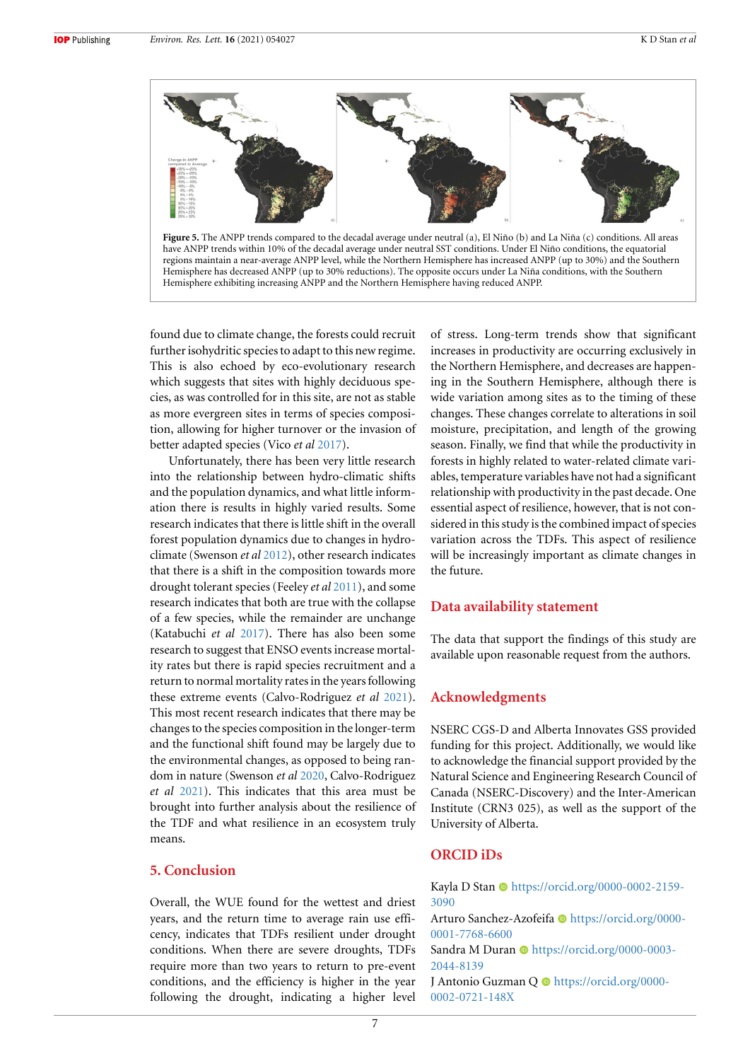Figure 5. The ANPP trends compared to the decadal average under neutral (a), El Niño (b) and La Niña (c) conditions. All areas have ANPP trends within 10% of the decadal average under neutral SST conditions. Under El Niño conditions, the equatorial regions maintain a near-average ANPP level, while the Northern Hemisphere has increased ANPP (up to 30%) and the Southern Hemisphere has decreased ANPP (up to 30% reductions). The opposite occurs under La Niña conditions, with the Southern Hemisphere exhibiting increasing ANPP and the Northern Hemisphere having reduced ANPP.

found due to climate change, the forests could recruit further isohydric species to adapt to this new regime. This is also echoed by eco-evolutionary research which suggests that sites with highly deciduous species, as was controlled for in this site, are not as stable as more evergreen sites in terms of species composition, allowing for higher turnover or the invasion of better adapted species (Vico *et al* 2017).

Unfortunately, there has been very little research into the relationship between hydro-climatic shifts and the population dynamics, and what little information there is results in highly varied results. Some research indicates that there is little shift in the overall forest population dynamics due to changes in hydroclimate (Swenson *et al* 2012), other research indicates that there is a shift in the composition towards more drought tolerant species (Feeley *et al* 2011), and some research indicates that both are true with the collapse of a few species, while the remainder are unchange (Katabuchi *et al* 2017). There has also been some research to suggest that ENSO events increase mortality rates but there is rapid species recruitment and a return to normal mortality rates in the years following these extreme events (Calvo-Rodriguez *et al* 2021). This most recent research indicates that there may be changes to the species composition in the longer-term and the functional shift found may be largely due to the environmental changes, as opposed to being random in nature (Swenson *et al* 2020, Calvo-Rodriguez *et al* 2021). This indicates that this area must be brought into further analysis about the resilience of the TDF and what resilience in an ecosystem truly means.

## 5. Conclusion

Overall, the WUE found for the wettest and driest years, and the return time to average rain use efficiency, indicates that TDFs resilient under drought conditions. When there are severe droughts, TDFs require more than two years to return to pre-event conditions, and the efficiency is higher in the year following the drought, indicating a higher level of stress. Long-term trends show that significant increases in productivity are occurring exclusively in the Northern Hemisphere, and decreases are happening in the Southern Hemisphere, although there is wide variation among sites as to the timing of these changes. These changes correlate to alterations in soil moisture, precipitation, and length of the growing season. Finally, we find that while the productivity in forests in highly related to water-related climate variables, temperature variables have not had a significant relationship with productivity in the past decade. One essential aspect of resilience, however, that is not considered in this study is the combined impact of species variation across the TDFs. This aspect of resilience will be increasingly important as climate changes in the future.

## Data availability statement

The data that support the findings of this study are available upon reasonable request from the authors.

## Acknowledgments

NSERC CGS-D and Alberta Innovates GSS provided funding for this project. Additionally, we would like to acknowledge the financial support provided by the Natural Science and Engineering Research Council of Canada (NSERC-Discovery) and the Inter-American Institute (CRN3 025), as well as the support of the University of Alberta.

## ORCID iDs

Kayla D Stan https://orcid.org/0000-0002-2159-3090
Arturo Sanchez-Azofeifa https://orcid.org/0000-0001-7768-6600
Sandra M Duran https://orcid.org/0000-0003-2044-8139
J Antonio Guzman Q https://orcid.org/0000-0002-0721-148X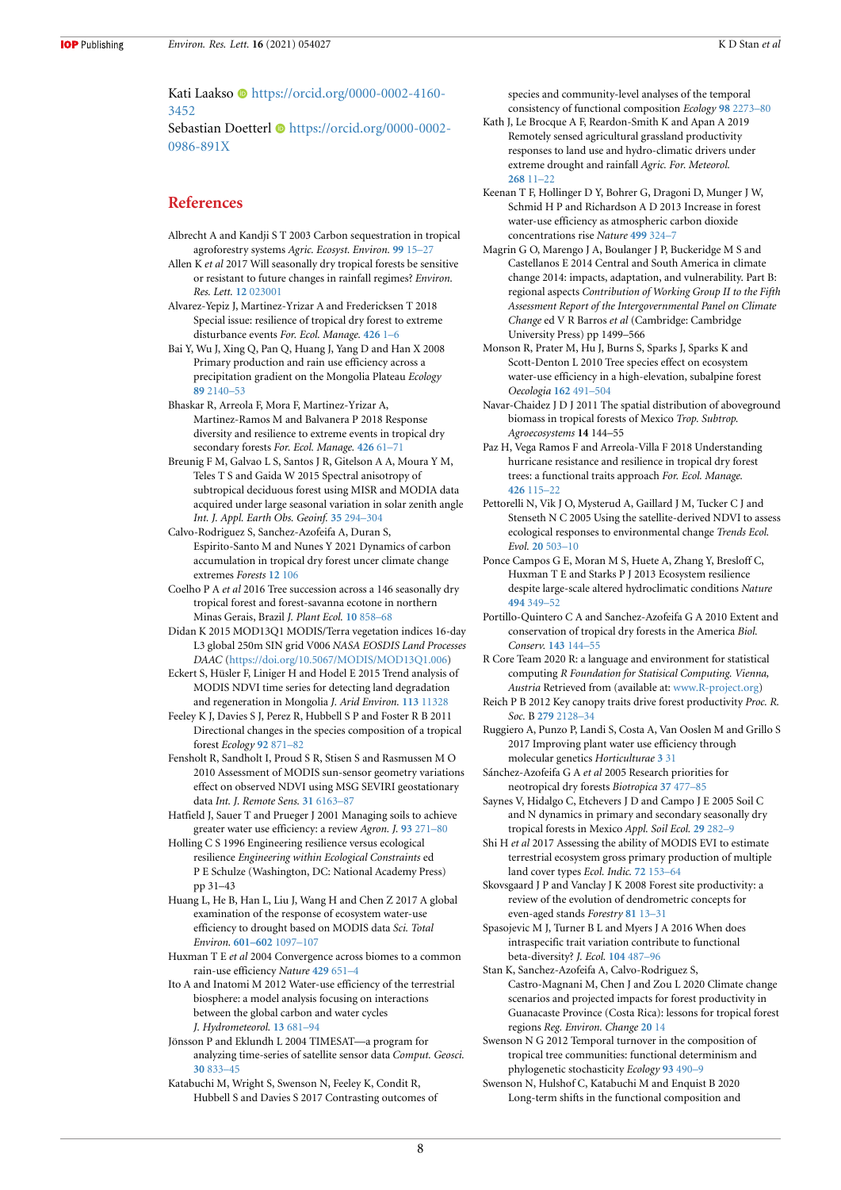Kati Laakso https://orcid.org/0000-0002-4160-3452

Sebastian Doetterl https://orcid.org/0000-0002-0986-891X

## References

Albrecht A and Kandji S T 2003 Carbon sequestration in tropical agroforestry systems *Agric. Ecosyst. Environ.* **99** 15–27

Allen K *et al* 2017 Will seasonally dry tropical forests be sensitive or resistant to future changes in rainfall regimes? *Environ. Res. Lett.* **12** 023001

Alvarez-Yepiz J, Martinez-Yrizar A and Fredericksen T 2018 Special issue: resilience of tropical dry forest to extreme disturbance events *For. Ecol. Manage.* **426** 1–6

Bai Y, Wu J, Xing Q, Pan Q, Huang J, Yang D and Han X 2008 Primary production and rain use efficiency across a precipitation gradient on the Mongolia Plateau *Ecology* **89** 2140–53

Bhaskar R, Arreola F, Mora F, Martinez-Yrizar A, Martinez-Ramos M and Balvanera P 2018 Response diversity and resilience to extreme events in tropical dry secondary forests *For. Ecol. Manage.* **426** 61–71

Breunig F M, Galvao L S, Santos J R, Gitelson A A, Moura Y M, Teles T S and Gaida W 2015 Spectral anisotropy of subtropical deciduous forest using MISR and MODIA data acquired under large seasonal variation in solar zenith angle *Int. J. Appl. Earth Obs. Geoinf.* **35** 294–304

Calvo-Rodriguez S, Sanchez-Azofeifa A, Duran S, Espirito-Santo M and Nunes Y 2021 Dynamics of carbon accumulation in tropical dry forest uncer climate change extremes *Forests* **12** 106

Coelho P A *et al* 2016 Tree succession across a 146 seasonally dry tropical forest and forest-savanna ecotone in northern Minas Gerais, Brazil *J. Plant Ecol.* **10** 858–68

Didan K 2015 MOD13Q1 MODIS/Terra vegetation indices 16-day L3 global 250m SIN grid V006 *NASA EOSDIS Land Processes DAAC* (https://doi.org/10.5067/MODIS/MOD13Q1.006)

Eckert S, Hüsler F, Liniger H and Hodel E 2015 Trend analysis of MODIS NDVI time series for detecting land degradation and regeneration in Mongolia *J. Arid Environ.* **113** 11328

Feeley K J, Davies S J, Perez R, Hubbell S P and Foster R B 2011 Directional changes in the species composition of a tropical forest *Ecology* **92** 871–82

Fensholt R, Sandholt I, Proud S R, Stisen S and Rasmussen M O 2010 Assessment of MODIS sun-sensor geometry variations effect on observed NDVI using MSG SEVIRI geostationary data *Int. J. Remote Sens.* **31** 6163–87

Hatfield J, Sauer T and Prueger J 2001 Managing soils to achieve greater water use efficiency: a review *Agron. J.* **93** 271–80

Holling C S 1996 Engineering resilience versus ecological resilience *Engineering within Ecological Constraints* ed P E Schulze (Washington, DC: National Academy Press) pp 31–43

Huang L, He B, Han L, Liu J, Wang H and Chen Z 2017 A global examination of the response of ecosystem water-use efficiency to drought based on MODIS data *Sci. Total Environ.* **601–602** 1097–107

Huxman T E *et al* 2004 Convergence across biomes to a common rain-use efficiency *Nature* **429** 651–4

Ito A and Inatomi M 2012 Water-use efficiency of the terrestrial biosphere: a model analysis focusing on interactions between the global carbon and water cycles *J. Hydrometeorol.* **13** 681–94

Jönsson P and Eklundh L 2004 TIMESAT—a program for analyzing time-series of satellite sensor data *Comput. Geosci.* **30** 833–45

Katabuchi M, Wright S, Swenson N, Feeley K, Condit R, Hubbell S and Davies S 2017 Contrasting outcomes of species and community-level analyses of the temporal consistency of functional composition *Ecology* **98** 2273–80

Kath J, Le Brocque A F, Reardon-Smith K and Apan A 2019 Remotely sensed agricultural grassland productivity responses to land use and hydro-climatic drivers under extreme drought and rainfall *Agric. For. Meteorol.* **268** 11–22

Keenan T F, Hollinger D Y, Bohrer G, Dragoni D, Munger J W, Schmid H P and Richardson A D 2013 Increase in forest water-use efficiency as atmospheric carbon dioxide concentrations rise *Nature* **499** 324–7

Magrin G O, Marengo J A, Boulanger J P, Buckeridge M S and Castellanos E 2014 Central and South America in climate change 2014: impacts, adaptation, and vulnerability. Part B: regional aspects *Contribution of Working Group II to the Fifth Assessment Report of the Intergovernmental Panel on Climate Change* ed V R Barros *et al* (Cambridge: Cambridge University Press) pp 1499–566

Monson R, Prater M, Hu J, Burns S, Sparks J, Sparks K and Scott-Denton L 2010 Tree species effect on ecosystem water-use efficiency in a high-elevation, subalpine forest *Oecologia* **162** 491–504

Navar-Chaidez J D J 2011 The spatial distribution of aboveground biomass in tropical forests of Mexico *Trop. Subtrop. Agroecosystems* **14** 144–55

Paz H, Vega Ramos F and Arreola-Villa F 2018 Understanding hurricane resistance and resilience in tropical dry forest trees: a functional traits approach *For. Ecol. Manage.* **426** 115–22

Pettorelli N, Vik J O, Mysterud A, Gaillard J M, Tucker C J and Stenseth N C 2005 Using the satellite-derived NDVI to assess ecological responses to environmental change *Trends Ecol. Evol.* **20** 503–10

Ponce Campos G E, Moran M S, Huete A, Zhang Y, Bresloff C, Huxman T E and Starks P J 2013 Ecosystem resilience despite large-scale altered hydroclimatic conditions *Nature* **494** 349–52

Portillo-Quintero C A and Sanchez-Azofeifa G A 2010 Extent and conservation of tropical dry forests in the America *Biol. Conserv.* **143** 144–55

R Core Team 2020 R: a language and environment for statistical computing *R Foundation for Statistical Computing. Vienna, Austria* Retrieved from (available at: www.R-project.org)

Reich P B 2012 Key canopy traits drive forest productivity *Proc. R. Soc.* B **279** 2128–34

Ruggiero A, Punzo P, Landi S, Costa A, Van Ooslen M and Grillo S 2017 Improving plant water use efficiency through molecular genetics *Horticulturae* **3** 31

Sánchez-Azofeifa G A *et al* 2005 Research priorities for neotropical dry forests *Biotropica* **37** 477–85

Saynes V, Hidalgo C, Etchevers J D and Campo J E 2005 Soil C and N dynamics in primary and secondary seasonally dry tropical forests in Mexico *Appl. Soil Ecol.* **29** 282–9

Shi H *et al* 2017 Assessing the ability of MODIS EVI to estimate terrestrial ecosystem gross primary production of multiple land cover types *Ecol. Indic.* **72** 153–64

Skovsgaard J P and Vanclay J K 2008 Forest site productivity: a review of the evolution of dendrometric concepts for even-aged stands *Forestry* **81** 13–31

Spasojevic M J, Turner B L and Myers J A 2016 When does intraspecific trait variation contribute to functional beta-diversity? *J. Ecol.* **104** 487–96

Stan K, Sanchez-Azofeifa A, Calvo-Rodriguez S, Castro-Magnani M, Chen J and Zou L 2020 Climate change scenarios and projected impacts for forest productivity in Guanacaste Province (Costa Rica): lessons for tropical forest regions *Reg. Environ. Change* **20** 14

Swenson N G 2012 Temporal turnover in the composition of tropical tree communities: functional determinism and phylogenetic stochasticity *Ecology* **93** 490–9

Swenson N, Hulshof C, Katabuchi M and Enquist B 2020 Long-term shifts in the functional composition and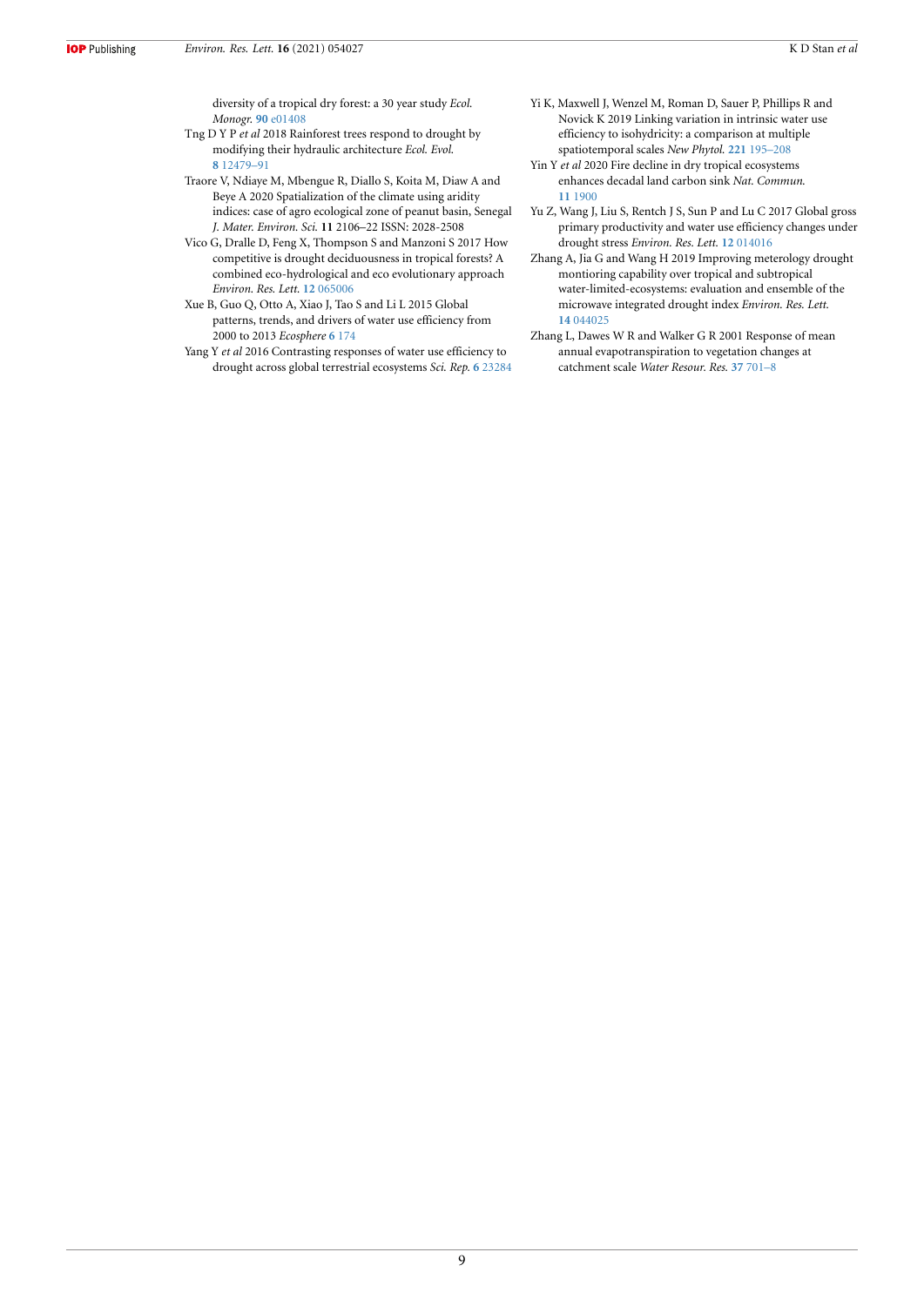diversity of a tropical dry forest: a 30 year study *Ecol. Monogr.* **90** e01408

Tng D Y P *et al* 2018 Rainforest trees respond to drought by modifying their hydraulic architecture *Ecol. Evol.* **8** 12479–91

Traore V, Ndiaye M, Mbengue R, Diallo S, Koita M, Diaw A and Beye A 2020 Spatialization of the climate using aridity indices: case of agro ecological zone of peanut basin, Senegal *J. Mater. Environ. Sci.* **11** 2106–22 ISSN: 2028-2508

Vico G, Dralle D, Feng X, Thompson S and Manzoni S 2017 How competitive is drought deciduousness in tropical forests? A combined eco-hydrological and eco evolutionary approach *Environ. Res. Lett.* **12** 065006

Xue B, Guo Q, Otto A, Xiao J, Tao S and Li L 2015 Global patterns, trends, and drivers of water use efficiency from 2000 to 2013 *Ecosphere* **6** 174

Yang Y *et al* 2016 Contrasting responses of water use efficiency to drought across global terrestrial ecosystems *Sci. Rep.* **6** 23284

Yi K, Maxwell J, Wenzel M, Roman D, Sauer P, Phillips R and Novick K 2019 Linking variation in intrinsic water use efficiency to isohydricity: a comparison at multiple spatiotemporal scales *New Phytol.* **221** 195–208

Yin Y *et al* 2020 Fire decline in dry tropical ecosystems enhances decadal land carbon sink *Nat. Commun.* **11** 1900

Yu Z, Wang J, Liu S, Rentch J S, Sun P and Lu C 2017 Global gross primary productivity and water use efficiency changes under drought stress *Environ. Res. Lett.* **12** 014016

Zhang A, Jia G and Wang H 2019 Improving meterology drought montioring capability over tropical and subtropical water-limited-ecosystems: evaluation and ensemble of the microwave integrated drought index *Environ. Res. Lett.* **14** 044025

Zhang L, Dawes W R and Walker G R 2001 Response of mean annual evapotranspiration to vegetation changes at catchment scale *Water Resour. Res.* **37** 701–8